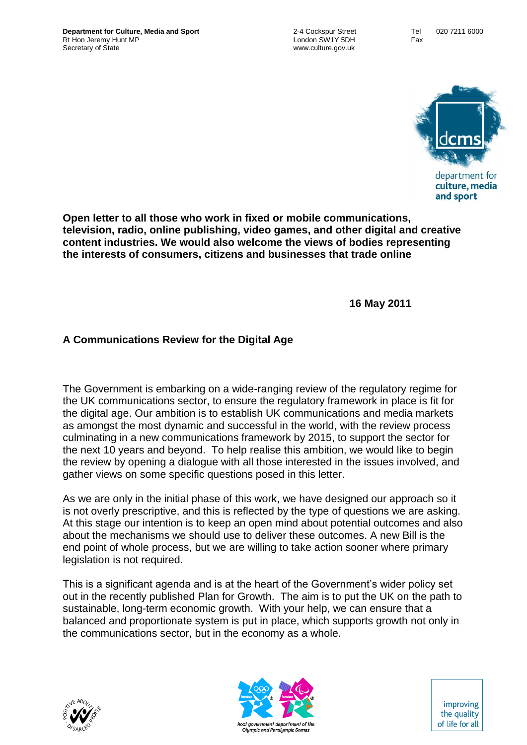**Department for Culture, Media and Sport**
Rt Hon Jeremy Hunt MP
Secretary of State

2-4 Cockspur Street
London SW1Y 5DH
www.culture.gov.uk

Tel 020 7211 6000
Fax

**Open letter to all those who work in fixed or mobile communications, television, radio, online publishing, video games, and other digital and creative content industries. We would also welcome the views of bodies representing the interests of consumers, citizens and businesses that trade online**

**16 May 2011**

## A Communications Review for the Digital Age

The Government is embarking on a wide-ranging review of the regulatory regime for the UK communications sector, to ensure the regulatory framework in place is fit for the digital age. Our ambition is to establish UK communications and media markets as amongst the most dynamic and successful in the world, with the review process culminating in a new communications framework by 2015, to support the sector for the next 10 years and beyond. To help realise this ambition, we would like to begin the review by opening a dialogue with all those interested in the issues involved, and gather views on some specific questions posed in this letter.

As we are only in the initial phase of this work, we have designed our approach so it is not overly prescriptive, and this is reflected by the type of questions we are asking. At this stage our intention is to keep an open mind about potential outcomes and also about the mechanisms we should use to deliver these outcomes. A new Bill is the end point of whole process, but we are willing to take action sooner where primary legislation is not required.

This is a significant agenda and is at the heart of the Government's wider policy set out in the recently published Plan for Growth. The aim is to put the UK on the path to sustainable, long-term economic growth. With your help, we can ensure that a balanced and proportionate system is put in place, which supports growth not only in the communications sector, but in the economy as a whole.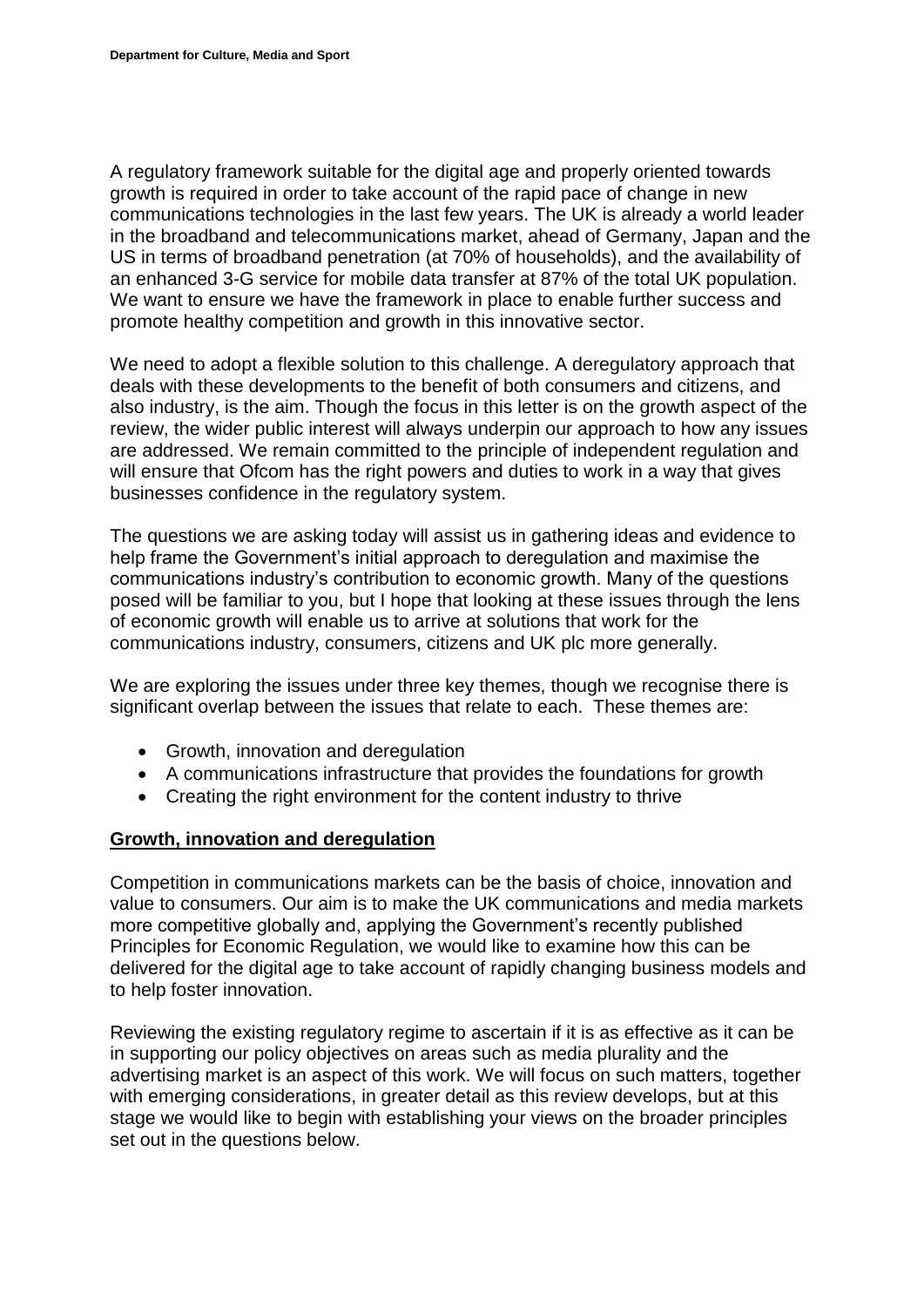A regulatory framework suitable for the digital age and properly oriented towards growth is required in order to take account of the rapid pace of change in new communications technologies in the last few years. The UK is already a world leader in the broadband and telecommunications market, ahead of Germany, Japan and the US in terms of broadband penetration (at 70% of households), and the availability of an enhanced 3-G service for mobile data transfer at 87% of the total UK population. We want to ensure we have the framework in place to enable further success and promote healthy competition and growth in this innovative sector.

We need to adopt a flexible solution to this challenge. A deregulatory approach that deals with these developments to the benefit of both consumers and citizens, and also industry, is the aim. Though the focus in this letter is on the growth aspect of the review, the wider public interest will always underpin our approach to how any issues are addressed. We remain committed to the principle of independent regulation and will ensure that Ofcom has the right powers and duties to work in a way that gives businesses confidence in the regulatory system.

The questions we are asking today will assist us in gathering ideas and evidence to help frame the Government's initial approach to deregulation and maximise the communications industry's contribution to economic growth. Many of the questions posed will be familiar to you, but I hope that looking at these issues through the lens of economic growth will enable us to arrive at solutions that work for the communications industry, consumers, citizens and UK plc more generally.

We are exploring the issues under three key themes, though we recognise there is significant overlap between the issues that relate to each. These themes are:

- Growth, innovation and deregulation
- A communications infrastructure that provides the foundations for growth
- Creating the right environment for the content industry to thrive

## Growth, innovation and deregulation

Competition in communications markets can be the basis of choice, innovation and value to consumers. Our aim is to make the UK communications and media markets more competitive globally and, applying the Government's recently published Principles for Economic Regulation, we would like to examine how this can be delivered for the digital age to take account of rapidly changing business models and to help foster innovation.

Reviewing the existing regulatory regime to ascertain if it is as effective as it can be in supporting our policy objectives on areas such as media plurality and the advertising market is an aspect of this work. We will focus on such matters, together with emerging considerations, in greater detail as this review develops, but at this stage we would like to begin with establishing your views on the broader principles set out in the questions below.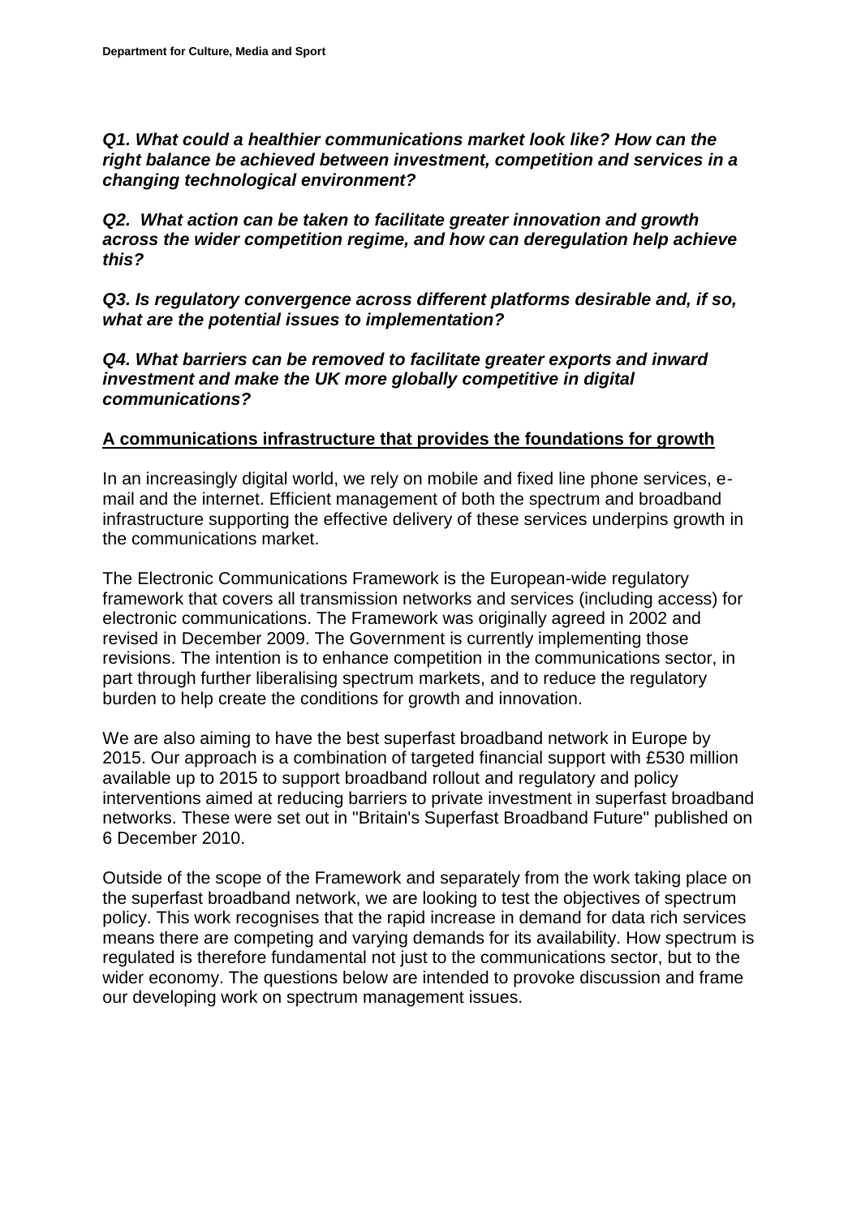***Q1. What could a healthier communications market look like? How can the right balance be achieved between investment, competition and services in a changing technological environment?***

***Q2. What action can be taken to facilitate greater innovation and growth across the wider competition regime, and how can deregulation help achieve this?***

***Q3. Is regulatory convergence across different platforms desirable and, if so, what are the potential issues to implementation?***

***Q4. What barriers can be removed to facilitate greater exports and inward investment and make the UK more globally competitive in digital communications?***

## **A communications infrastructure that provides the foundations for growth**

In an increasingly digital world, we rely on mobile and fixed line phone services, e-mail and the internet. Efficient management of both the spectrum and broadband infrastructure supporting the effective delivery of these services underpins growth in the communications market.

The Electronic Communications Framework is the European-wide regulatory framework that covers all transmission networks and services (including access) for electronic communications. The Framework was originally agreed in 2002 and revised in December 2009. The Government is currently implementing those revisions. The intention is to enhance competition in the communications sector, in part through further liberalising spectrum markets, and to reduce the regulatory burden to help create the conditions for growth and innovation.

We are also aiming to have the best superfast broadband network in Europe by 2015. Our approach is a combination of targeted financial support with £530 million available up to 2015 to support broadband rollout and regulatory and policy interventions aimed at reducing barriers to private investment in superfast broadband networks. These were set out in "Britain's Superfast Broadband Future" published on 6 December 2010.

Outside of the scope of the Framework and separately from the work taking place on the superfast broadband network, we are looking to test the objectives of spectrum policy. This work recognises that the rapid increase in demand for data rich services means there are competing and varying demands for its availability. How spectrum is regulated is therefore fundamental not just to the communications sector, but to the wider economy. The questions below are intended to provoke discussion and frame our developing work on spectrum management issues.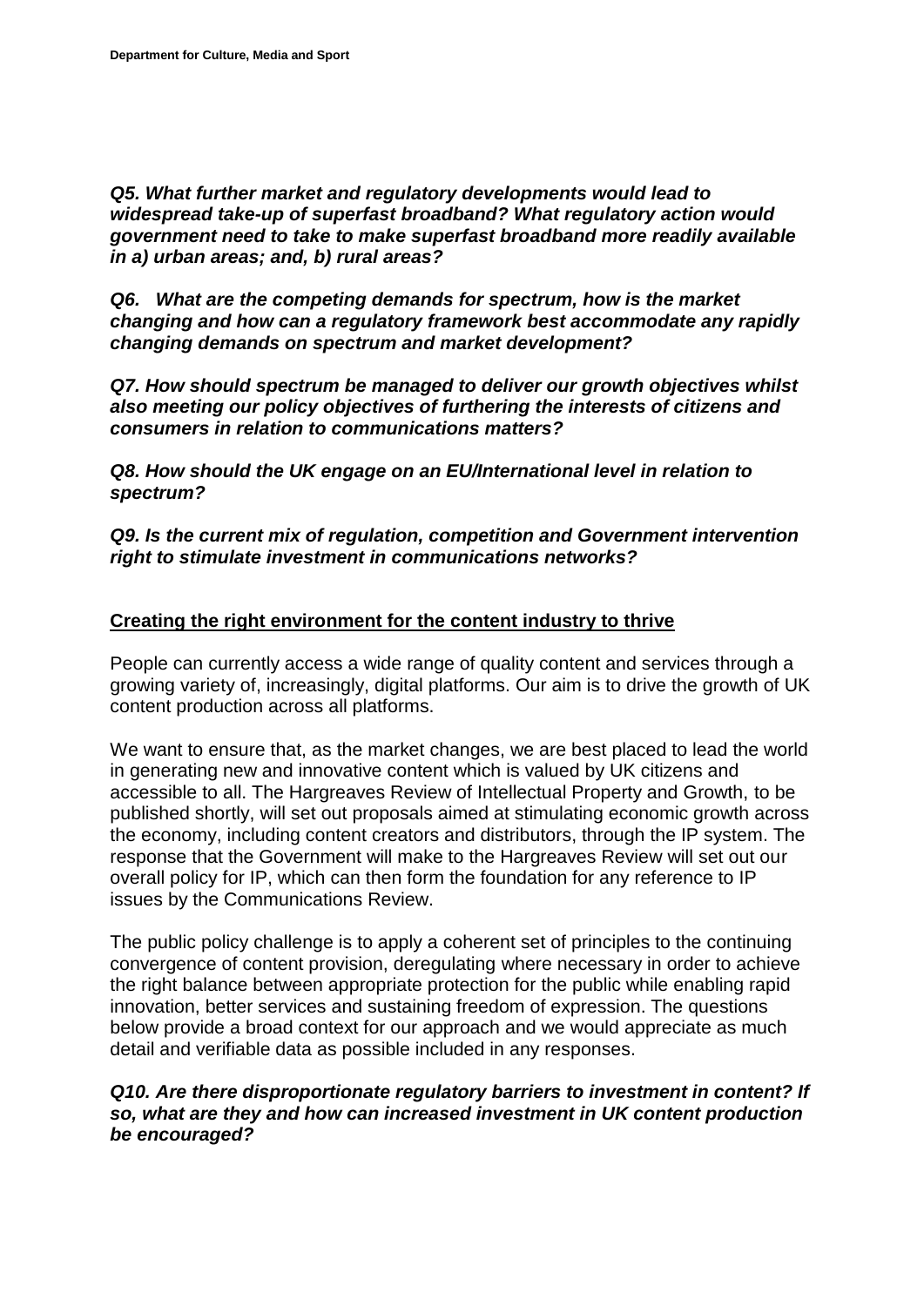***Q5. What further market and regulatory developments would lead to widespread take-up of superfast broadband? What regulatory action would government need to take to make superfast broadband more readily available in a) urban areas; and, b) rural areas?***

***Q6. What are the competing demands for spectrum, how is the market changing and how can a regulatory framework best accommodate any rapidly changing demands on spectrum and market development?***

***Q7. How should spectrum be managed to deliver our growth objectives whilst also meeting our policy objectives of furthering the interests of citizens and consumers in relation to communications matters?***

***Q8. How should the UK engage on an EU/International level in relation to spectrum?***

***Q9. Is the current mix of regulation, competition and Government intervention right to stimulate investment in communications networks?***

## Creating the right environment for the content industry to thrive

People can currently access a wide range of quality content and services through a growing variety of, increasingly, digital platforms. Our aim is to drive the growth of UK content production across all platforms.

We want to ensure that, as the market changes, we are best placed to lead the world in generating new and innovative content which is valued by UK citizens and accessible to all. The Hargreaves Review of Intellectual Property and Growth, to be published shortly, will set out proposals aimed at stimulating economic growth across the economy, including content creators and distributors, through the IP system. The response that the Government will make to the Hargreaves Review will set out our overall policy for IP, which can then form the foundation for any reference to IP issues by the Communications Review.

The public policy challenge is to apply a coherent set of principles to the continuing convergence of content provision, deregulating where necessary in order to achieve the right balance between appropriate protection for the public while enabling rapid innovation, better services and sustaining freedom of expression. The questions below provide a broad context for our approach and we would appreciate as much detail and verifiable data as possible included in any responses.

***Q10. Are there disproportionate regulatory barriers to investment in content? If so, what are they and how can increased investment in UK content production be encouraged?***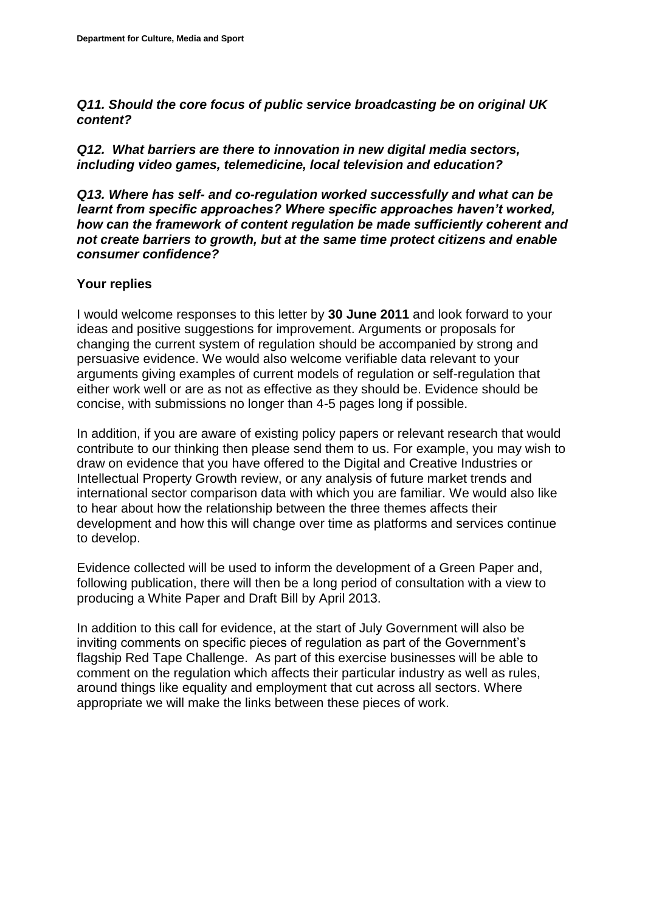***Q11. Should the core focus of public service broadcasting be on original UK content?***

***Q12. What barriers are there to innovation in new digital media sectors, including video games, telemedicine, local television and education?***

***Q13. Where has self- and co-regulation worked successfully and what can be learnt from specific approaches? Where specific approaches haven't worked, how can the framework of content regulation be made sufficiently coherent and not create barriers to growth, but at the same time protect citizens and enable consumer confidence?***

## Your replies

I would welcome responses to this letter by **30 June 2011** and look forward to your ideas and positive suggestions for improvement. Arguments or proposals for changing the current system of regulation should be accompanied by strong and persuasive evidence. We would also welcome verifiable data relevant to your arguments giving examples of current models of regulation or self-regulation that either work well or are as not as effective as they should be. Evidence should be concise, with submissions no longer than 4-5 pages long if possible.

In addition, if you are aware of existing policy papers or relevant research that would contribute to our thinking then please send them to us. For example, you may wish to draw on evidence that you have offered to the Digital and Creative Industries or Intellectual Property Growth review, or any analysis of future market trends and international sector comparison data with which you are familiar. We would also like to hear about how the relationship between the three themes affects their development and how this will change over time as platforms and services continue to develop.

Evidence collected will be used to inform the development of a Green Paper and, following publication, there will then be a long period of consultation with a view to producing a White Paper and Draft Bill by April 2013.

In addition to this call for evidence, at the start of July Government will also be inviting comments on specific pieces of regulation as part of the Government's flagship Red Tape Challenge. As part of this exercise businesses will be able to comment on the regulation which affects their particular industry as well as rules, around things like equality and employment that cut across all sectors. Where appropriate we will make the links between these pieces of work.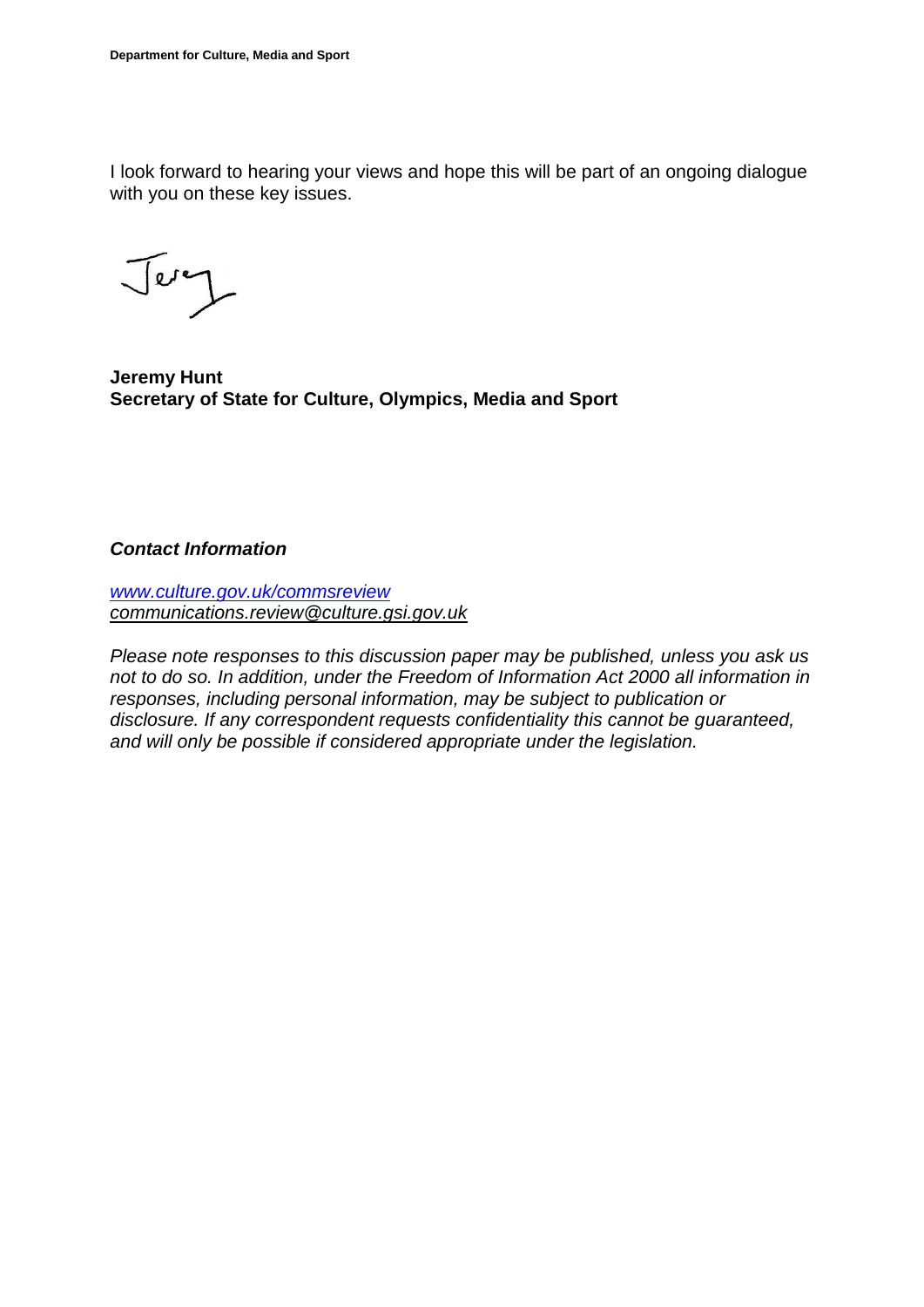I look forward to hearing your views and hope this will be part of an ongoing dialogue with you on these key issues.

Jeremy

**Jeremy Hunt**
**Secretary of State for Culture, Olympics, Media and Sport**

***Contact Information***

*www.culture.gov.uk/commsreview*
*communications.review@culture.gsi.gov.uk*

*Please note responses to this discussion paper may be published, unless you ask us not to do so. In addition, under the Freedom of Information Act 2000 all information in responses, including personal information, may be subject to publication or disclosure. If any correspondent requests confidentiality this cannot be guaranteed, and will only be possible if considered appropriate under the legislation.*